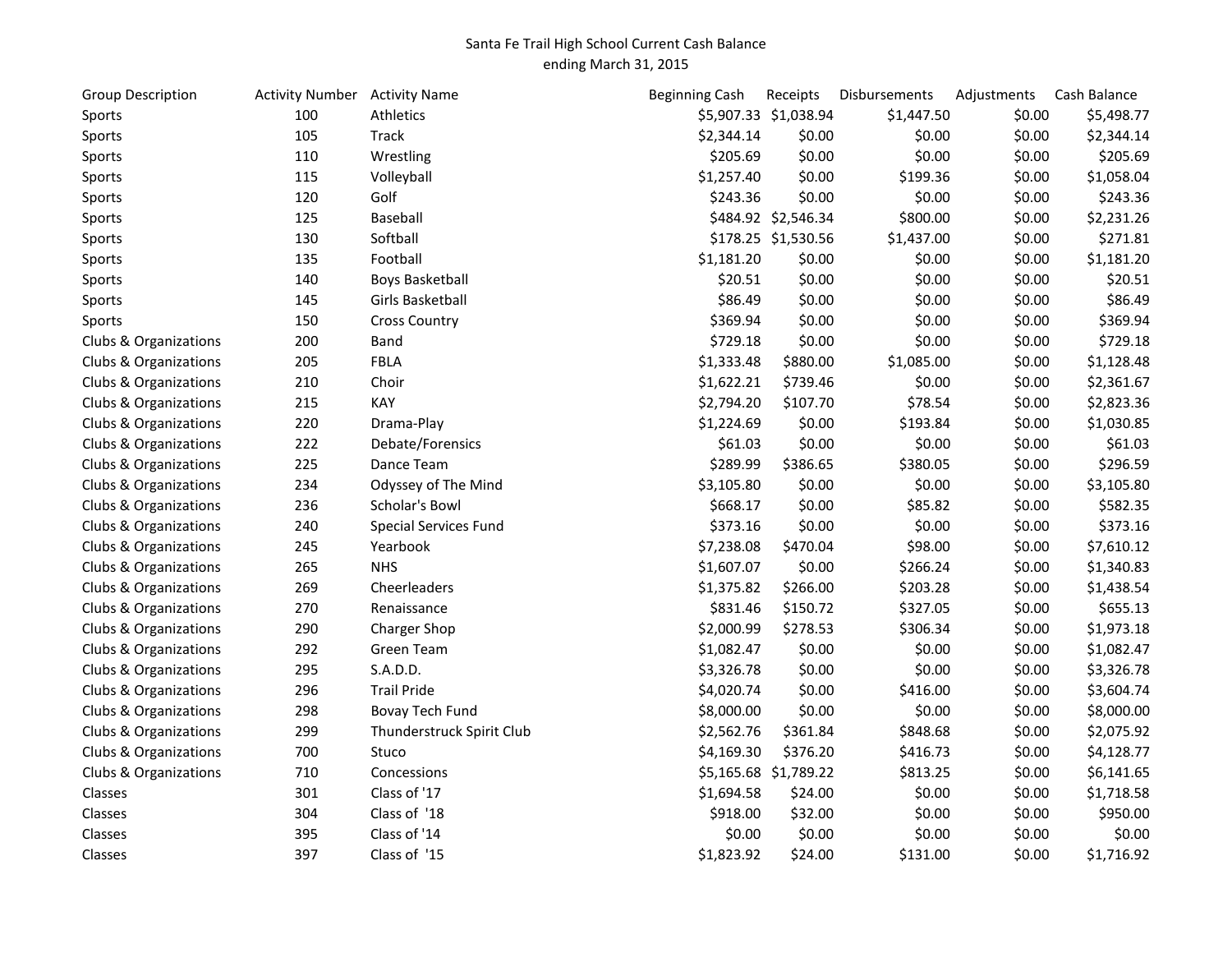Santa Fe Trail High School Current Cash Balance
ending March 31, 2015

| Group Description | Activity Number | Activity Name | Beginning Cash | Receipts | Disbursements | Adjustments | Cash Balance |
|---|---|---|---|---|---|---|---|
| Sports | 100 | Athletics | $5,907.33 | $1,038.94 | $1,447.50 | $0.00 | $5,498.77 |
| Sports | 105 | Track | $2,344.14 | $0.00 | $0.00 | $0.00 | $2,344.14 |
| Sports | 110 | Wrestling | $205.69 | $0.00 | $0.00 | $0.00 | $205.69 |
| Sports | 115 | Volleyball | $1,257.40 | $0.00 | $199.36 | $0.00 | $1,058.04 |
| Sports | 120 | Golf | $243.36 | $0.00 | $0.00 | $0.00 | $243.36 |
| Sports | 125 | Baseball | $484.92 | $2,546.34 | $800.00 | $0.00 | $2,231.26 |
| Sports | 130 | Softball | $178.25 | $1,530.56 | $1,437.00 | $0.00 | $271.81 |
| Sports | 135 | Football | $1,181.20 | $0.00 | $0.00 | $0.00 | $1,181.20 |
| Sports | 140 | Boys Basketball | $20.51 | $0.00 | $0.00 | $0.00 | $20.51 |
| Sports | 145 | Girls Basketball | $86.49 | $0.00 | $0.00 | $0.00 | $86.49 |
| Sports | 150 | Cross Country | $369.94 | $0.00 | $0.00 | $0.00 | $369.94 |
| Clubs & Organizations | 200 | Band | $729.18 | $0.00 | $0.00 | $0.00 | $729.18 |
| Clubs & Organizations | 205 | FBLA | $1,333.48 | $880.00 | $1,085.00 | $0.00 | $1,128.48 |
| Clubs & Organizations | 210 | Choir | $1,622.21 | $739.46 | $0.00 | $0.00 | $2,361.67 |
| Clubs & Organizations | 215 | KAY | $2,794.20 | $107.70 | $78.54 | $0.00 | $2,823.36 |
| Clubs & Organizations | 220 | Drama-Play | $1,224.69 | $0.00 | $193.84 | $0.00 | $1,030.85 |
| Clubs & Organizations | 222 | Debate/Forensics | $61.03 | $0.00 | $0.00 | $0.00 | $61.03 |
| Clubs & Organizations | 225 | Dance Team | $289.99 | $386.65 | $380.05 | $0.00 | $296.59 |
| Clubs & Organizations | 234 | Odyssey of The Mind | $3,105.80 | $0.00 | $0.00 | $0.00 | $3,105.80 |
| Clubs & Organizations | 236 | Scholar's Bowl | $668.17 | $0.00 | $85.82 | $0.00 | $582.35 |
| Clubs & Organizations | 240 | Special Services Fund | $373.16 | $0.00 | $0.00 | $0.00 | $373.16 |
| Clubs & Organizations | 245 | Yearbook | $7,238.08 | $470.04 | $98.00 | $0.00 | $7,610.12 |
| Clubs & Organizations | 265 | NHS | $1,607.07 | $0.00 | $266.24 | $0.00 | $1,340.83 |
| Clubs & Organizations | 269 | Cheerleaders | $1,375.82 | $266.00 | $203.28 | $0.00 | $1,438.54 |
| Clubs & Organizations | 270 | Renaissance | $831.46 | $150.72 | $327.05 | $0.00 | $655.13 |
| Clubs & Organizations | 290 | Charger Shop | $2,000.99 | $278.53 | $306.34 | $0.00 | $1,973.18 |
| Clubs & Organizations | 292 | Green Team | $1,082.47 | $0.00 | $0.00 | $0.00 | $1,082.47 |
| Clubs & Organizations | 295 | S.A.D.D. | $3,326.78 | $0.00 | $0.00 | $0.00 | $3,326.78 |
| Clubs & Organizations | 296 | Trail Pride | $4,020.74 | $0.00 | $416.00 | $0.00 | $3,604.74 |
| Clubs & Organizations | 298 | Bovay Tech Fund | $8,000.00 | $0.00 | $0.00 | $0.00 | $8,000.00 |
| Clubs & Organizations | 299 | Thunderstruck Spirit Club | $2,562.76 | $361.84 | $848.68 | $0.00 | $2,075.92 |
| Clubs & Organizations | 700 | Stuco | $4,169.30 | $376.20 | $416.73 | $0.00 | $4,128.77 |
| Clubs & Organizations | 710 | Concessions | $5,165.68 | $1,789.22 | $813.25 | $0.00 | $6,141.65 |
| Classes | 301 | Class of '17 | $1,694.58 | $24.00 | $0.00 | $0.00 | $1,718.58 |
| Classes | 304 | Class of '18 | $918.00 | $32.00 | $0.00 | $0.00 | $950.00 |
| Classes | 395 | Class of '14 | $0.00 | $0.00 | $0.00 | $0.00 | $0.00 |
| Classes | 397 | Class of '15 | $1,823.92 | $24.00 | $131.00 | $0.00 | $1,716.92 |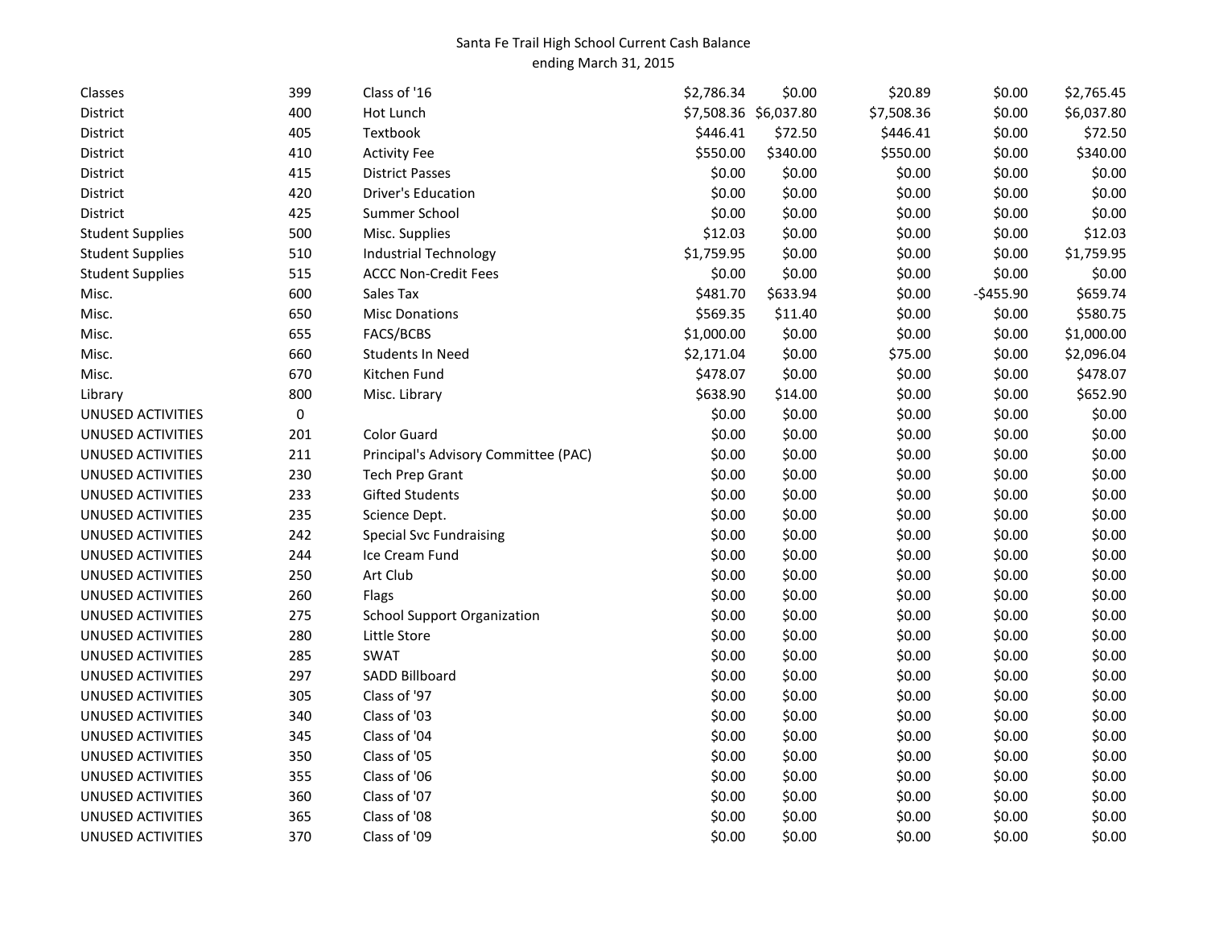Santa Fe Trail High School Current Cash Balance
ending March 31, 2015

| | | | | | | | |
|---|---|---|---|---|---|---|---|
| Classes | 399 | Class of '16 | $2,786.34 | $0.00 | $20.89 | $0.00 | $2,765.45 |
| District | 400 | Hot Lunch | $7,508.36 | $6,037.80 | $7,508.36 | $0.00 | $6,037.80 |
| District | 405 | Textbook | $446.41 | $72.50 | $446.41 | $0.00 | $72.50 |
| District | 410 | Activity Fee | $550.00 | $340.00 | $550.00 | $0.00 | $340.00 |
| District | 415 | District Passes | $0.00 | $0.00 | $0.00 | $0.00 | $0.00 |
| District | 420 | Driver's Education | $0.00 | $0.00 | $0.00 | $0.00 | $0.00 |
| District | 425 | Summer School | $0.00 | $0.00 | $0.00 | $0.00 | $0.00 |
| Student Supplies | 500 | Misc. Supplies | $12.03 | $0.00 | $0.00 | $0.00 | $12.03 |
| Student Supplies | 510 | Industrial Technology | $1,759.95 | $0.00 | $0.00 | $0.00 | $1,759.95 |
| Student Supplies | 515 | ACCC Non-Credit Fees | $0.00 | $0.00 | $0.00 | $0.00 | $0.00 |
| Misc. | 600 | Sales Tax | $481.70 | $633.94 | $0.00 | -$455.90 | $659.74 |
| Misc. | 650 | Misc Donations | $569.35 | $11.40 | $0.00 | $0.00 | $580.75 |
| Misc. | 655 | FACS/BCBS | $1,000.00 | $0.00 | $0.00 | $0.00 | $1,000.00 |
| Misc. | 660 | Students In Need | $2,171.04 | $0.00 | $75.00 | $0.00 | $2,096.04 |
| Misc. | 670 | Kitchen Fund | $478.07 | $0.00 | $0.00 | $0.00 | $478.07 |
| Library | 800 | Misc. Library | $638.90 | $14.00 | $0.00 | $0.00 | $652.90 |
| UNUSED ACTIVITIES | 0 | | $0.00 | $0.00 | $0.00 | $0.00 | $0.00 |
| UNUSED ACTIVITIES | 201 | Color Guard | $0.00 | $0.00 | $0.00 | $0.00 | $0.00 |
| UNUSED ACTIVITIES | 211 | Principal's Advisory Committee (PAC) | $0.00 | $0.00 | $0.00 | $0.00 | $0.00 |
| UNUSED ACTIVITIES | 230 | Tech Prep Grant | $0.00 | $0.00 | $0.00 | $0.00 | $0.00 |
| UNUSED ACTIVITIES | 233 | Gifted Students | $0.00 | $0.00 | $0.00 | $0.00 | $0.00 |
| UNUSED ACTIVITIES | 235 | Science Dept. | $0.00 | $0.00 | $0.00 | $0.00 | $0.00 |
| UNUSED ACTIVITIES | 242 | Special Svc Fundraising | $0.00 | $0.00 | $0.00 | $0.00 | $0.00 |
| UNUSED ACTIVITIES | 244 | Ice Cream Fund | $0.00 | $0.00 | $0.00 | $0.00 | $0.00 |
| UNUSED ACTIVITIES | 250 | Art Club | $0.00 | $0.00 | $0.00 | $0.00 | $0.00 |
| UNUSED ACTIVITIES | 260 | Flags | $0.00 | $0.00 | $0.00 | $0.00 | $0.00 |
| UNUSED ACTIVITIES | 275 | School Support Organization | $0.00 | $0.00 | $0.00 | $0.00 | $0.00 |
| UNUSED ACTIVITIES | 280 | Little Store | $0.00 | $0.00 | $0.00 | $0.00 | $0.00 |
| UNUSED ACTIVITIES | 285 | SWAT | $0.00 | $0.00 | $0.00 | $0.00 | $0.00 |
| UNUSED ACTIVITIES | 297 | SADD Billboard | $0.00 | $0.00 | $0.00 | $0.00 | $0.00 |
| UNUSED ACTIVITIES | 305 | Class of '97 | $0.00 | $0.00 | $0.00 | $0.00 | $0.00 |
| UNUSED ACTIVITIES | 340 | Class of '03 | $0.00 | $0.00 | $0.00 | $0.00 | $0.00 |
| UNUSED ACTIVITIES | 345 | Class of '04 | $0.00 | $0.00 | $0.00 | $0.00 | $0.00 |
| UNUSED ACTIVITIES | 350 | Class of '05 | $0.00 | $0.00 | $0.00 | $0.00 | $0.00 |
| UNUSED ACTIVITIES | 355 | Class of '06 | $0.00 | $0.00 | $0.00 | $0.00 | $0.00 |
| UNUSED ACTIVITIES | 360 | Class of '07 | $0.00 | $0.00 | $0.00 | $0.00 | $0.00 |
| UNUSED ACTIVITIES | 365 | Class of '08 | $0.00 | $0.00 | $0.00 | $0.00 | $0.00 |
| UNUSED ACTIVITIES | 370 | Class of '09 | $0.00 | $0.00 | $0.00 | $0.00 | $0.00 |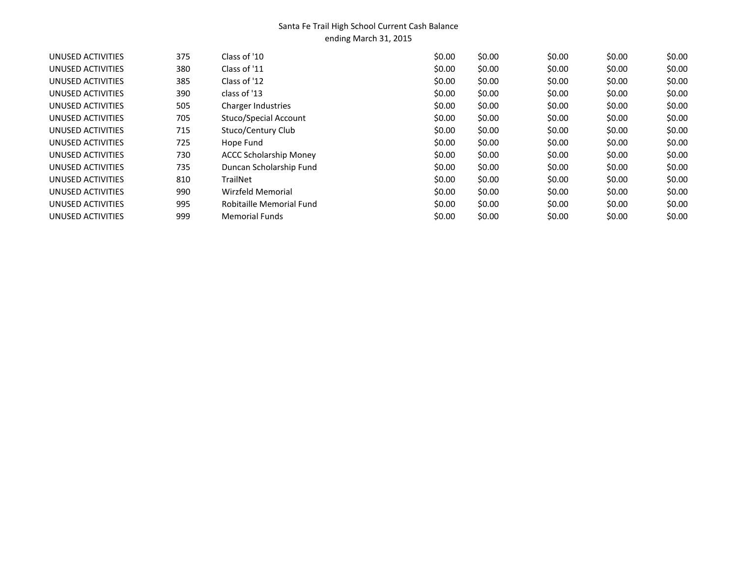Santa Fe Trail High School Current Cash Balance
ending March 31, 2015

| | | | | | | | |
|---|---|---|---|---|---|---|---|
| UNUSED ACTIVITIES | 375 | Class of '10 | $0.00 | $0.00 | $0.00 | $0.00 | $0.00 |
| UNUSED ACTIVITIES | 380 | Class of '11 | $0.00 | $0.00 | $0.00 | $0.00 | $0.00 |
| UNUSED ACTIVITIES | 385 | Class of '12 | $0.00 | $0.00 | $0.00 | $0.00 | $0.00 |
| UNUSED ACTIVITIES | 390 | class of '13 | $0.00 | $0.00 | $0.00 | $0.00 | $0.00 |
| UNUSED ACTIVITIES | 505 | Charger Industries | $0.00 | $0.00 | $0.00 | $0.00 | $0.00 |
| UNUSED ACTIVITIES | 705 | Stuco/Special Account | $0.00 | $0.00 | $0.00 | $0.00 | $0.00 |
| UNUSED ACTIVITIES | 715 | Stuco/Century Club | $0.00 | $0.00 | $0.00 | $0.00 | $0.00 |
| UNUSED ACTIVITIES | 725 | Hope Fund | $0.00 | $0.00 | $0.00 | $0.00 | $0.00 |
| UNUSED ACTIVITIES | 730 | ACCC Scholarship Money | $0.00 | $0.00 | $0.00 | $0.00 | $0.00 |
| UNUSED ACTIVITIES | 735 | Duncan Scholarship Fund | $0.00 | $0.00 | $0.00 | $0.00 | $0.00 |
| UNUSED ACTIVITIES | 810 | TrailNet | $0.00 | $0.00 | $0.00 | $0.00 | $0.00 |
| UNUSED ACTIVITIES | 990 | Wirzfeld Memorial | $0.00 | $0.00 | $0.00 | $0.00 | $0.00 |
| UNUSED ACTIVITIES | 995 | Robitaille Memorial Fund | $0.00 | $0.00 | $0.00 | $0.00 | $0.00 |
| UNUSED ACTIVITIES | 999 | Memorial Funds | $0.00 | $0.00 | $0.00 | $0.00 | $0.00 |